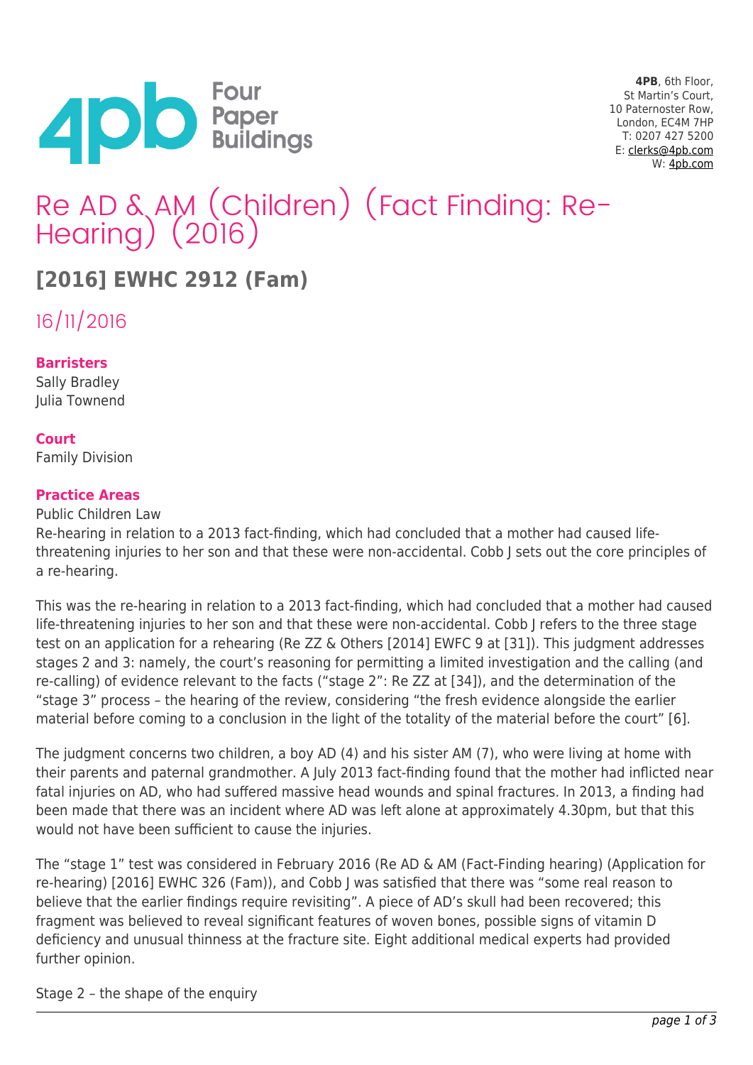4PB, 6th Floor,
St Martin's Court,
10 Paternoster Row,
London, EC4M 7HP
T: 0207 427 5200
E: clerks@4pb.com
W: 4pb.com

# Re AD & AM (Children) (Fact Finding: Re-Hearing) (2016)

## [2016] EWHC 2912 (Fam)

16/11/2016

**Barristers**
Sally Bradley
Julia Townend

**Court**
Family Division

**Practice Areas**
Public Children Law

Re-hearing in relation to a 2013 fact-finding, which had concluded that a mother had caused life-threatening injuries to her son and that these were non-accidental. Cobb J sets out the core principles of a re-hearing.

This was the re-hearing in relation to a 2013 fact-finding, which had concluded that a mother had caused life-threatening injuries to her son and that these were non-accidental. Cobb J refers to the three stage test on an application for a rehearing (Re ZZ & Others [2014] EWFC 9 at [31]). This judgment addresses stages 2 and 3: namely, the court's reasoning for permitting a limited investigation and the calling (and re-calling) of evidence relevant to the facts ("stage 2": Re ZZ at [34]), and the determination of the "stage 3" process – the hearing of the review, considering "the fresh evidence alongside the earlier material before coming to a conclusion in the light of the totality of the material before the court" [6].

The judgment concerns two children, a boy AD (4) and his sister AM (7), who were living at home with their parents and paternal grandmother. A July 2013 fact-finding found that the mother had inflicted near fatal injuries on AD, who had suffered massive head wounds and spinal fractures. In 2013, a finding had been made that there was an incident where AD was left alone at approximately 4.30pm, but that this would not have been sufficient to cause the injuries.

The "stage 1" test was considered in February 2016 (Re AD & AM (Fact-Finding hearing) (Application for re-hearing) [2016] EWHC 326 (Fam)), and Cobb J was satisfied that there was "some real reason to believe that the earlier findings require revisiting". A piece of AD's skull had been recovered; this fragment was believed to reveal significant features of woven bones, possible signs of vitamin D deficiency and unusual thinness at the fracture site. Eight additional medical experts had provided further opinion.

Stage 2 – the shape of the enquiry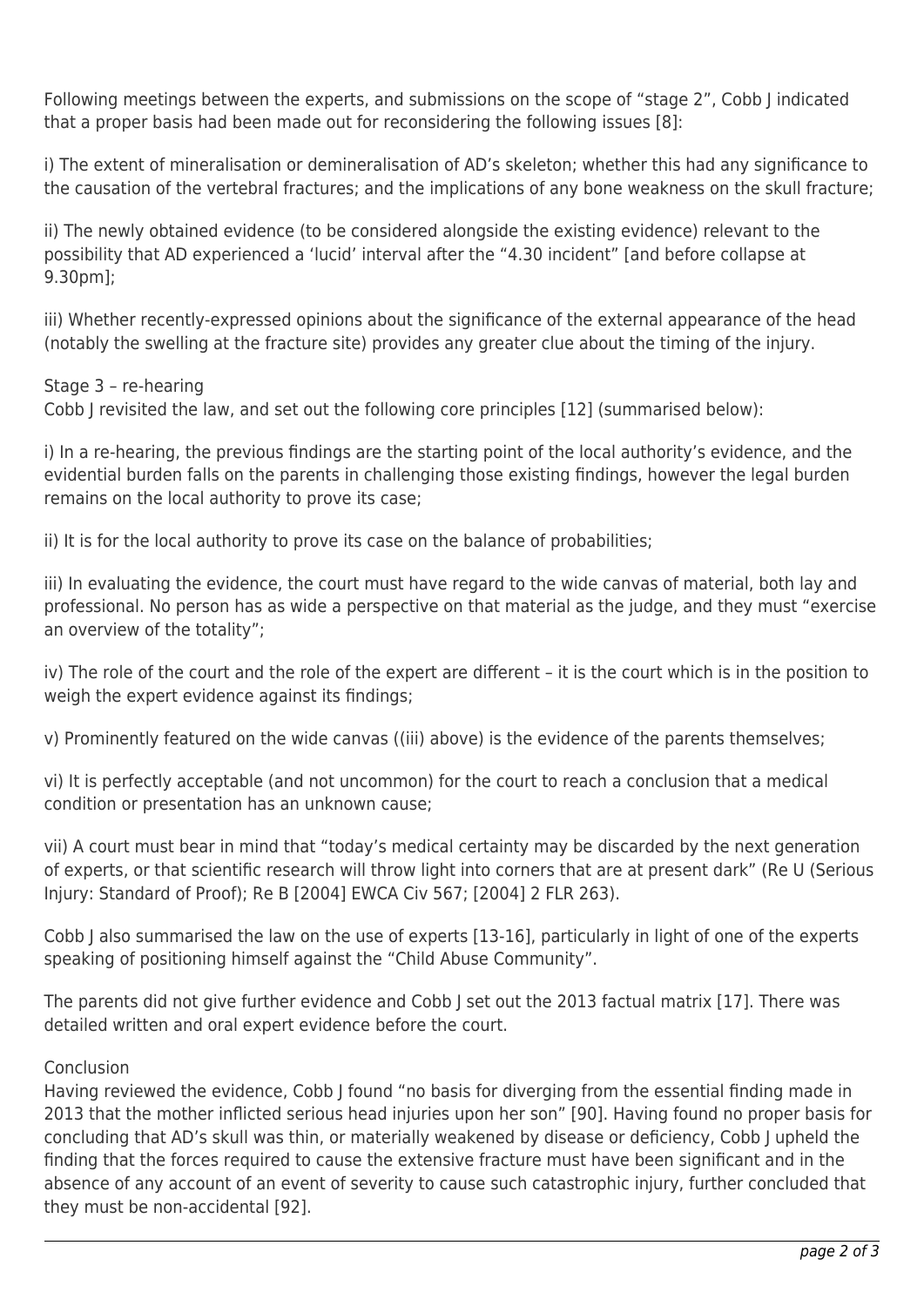Following meetings between the experts, and submissions on the scope of "stage 2", Cobb J indicated that a proper basis had been made out for reconsidering the following issues [8]:

i) The extent of mineralisation or demineralisation of AD's skeleton; whether this had any significance to the causation of the vertebral fractures; and the implications of any bone weakness on the skull fracture;

ii) The newly obtained evidence (to be considered alongside the existing evidence) relevant to the possibility that AD experienced a 'lucid' interval after the "4.30 incident" [and before collapse at 9.30pm];

iii) Whether recently-expressed opinions about the significance of the external appearance of the head (notably the swelling at the fracture site) provides any greater clue about the timing of the injury.

Stage 3 – re-hearing

Cobb J revisited the law, and set out the following core principles [12] (summarised below):

i) In a re-hearing, the previous findings are the starting point of the local authority's evidence, and the evidential burden falls on the parents in challenging those existing findings, however the legal burden remains on the local authority to prove its case;

ii) It is for the local authority to prove its case on the balance of probabilities;

iii) In evaluating the evidence, the court must have regard to the wide canvas of material, both lay and professional. No person has as wide a perspective on that material as the judge, and they must "exercise an overview of the totality";

iv) The role of the court and the role of the expert are different – it is the court which is in the position to weigh the expert evidence against its findings;

v) Prominently featured on the wide canvas ((iii) above) is the evidence of the parents themselves;

vi) It is perfectly acceptable (and not uncommon) for the court to reach a conclusion that a medical condition or presentation has an unknown cause;

vii) A court must bear in mind that "today's medical certainty may be discarded by the next generation of experts, or that scientific research will throw light into corners that are at present dark" (Re U (Serious Injury: Standard of Proof); Re B [2004] EWCA Civ 567; [2004] 2 FLR 263).

Cobb J also summarised the law on the use of experts [13-16], particularly in light of one of the experts speaking of positioning himself against the "Child Abuse Community".

The parents did not give further evidence and Cobb J set out the 2013 factual matrix [17]. There was detailed written and oral expert evidence before the court.

Conclusion

Having reviewed the evidence, Cobb J found "no basis for diverging from the essential finding made in 2013 that the mother inflicted serious head injuries upon her son" [90]. Having found no proper basis for concluding that AD's skull was thin, or materially weakened by disease or deficiency, Cobb J upheld the finding that the forces required to cause the extensive fracture must have been significant and in the absence of any account of an event of severity to cause such catastrophic injury, further concluded that they must be non-accidental [92].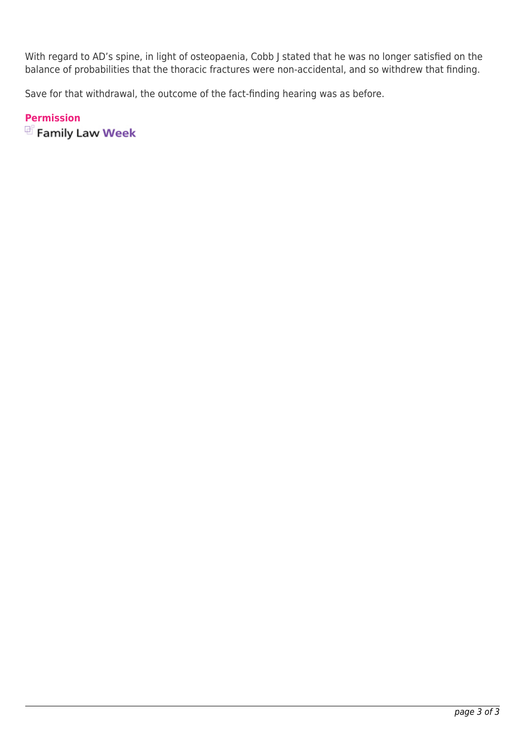With regard to AD's spine, in light of osteopaenia, Cobb J stated that he was no longer satisfied on the balance of probabilities that the thoracic fractures were non-accidental, and so withdrew that finding.

Save for that withdrawal, the outcome of the fact-finding hearing was as before.

**Permission**

Family Law Week